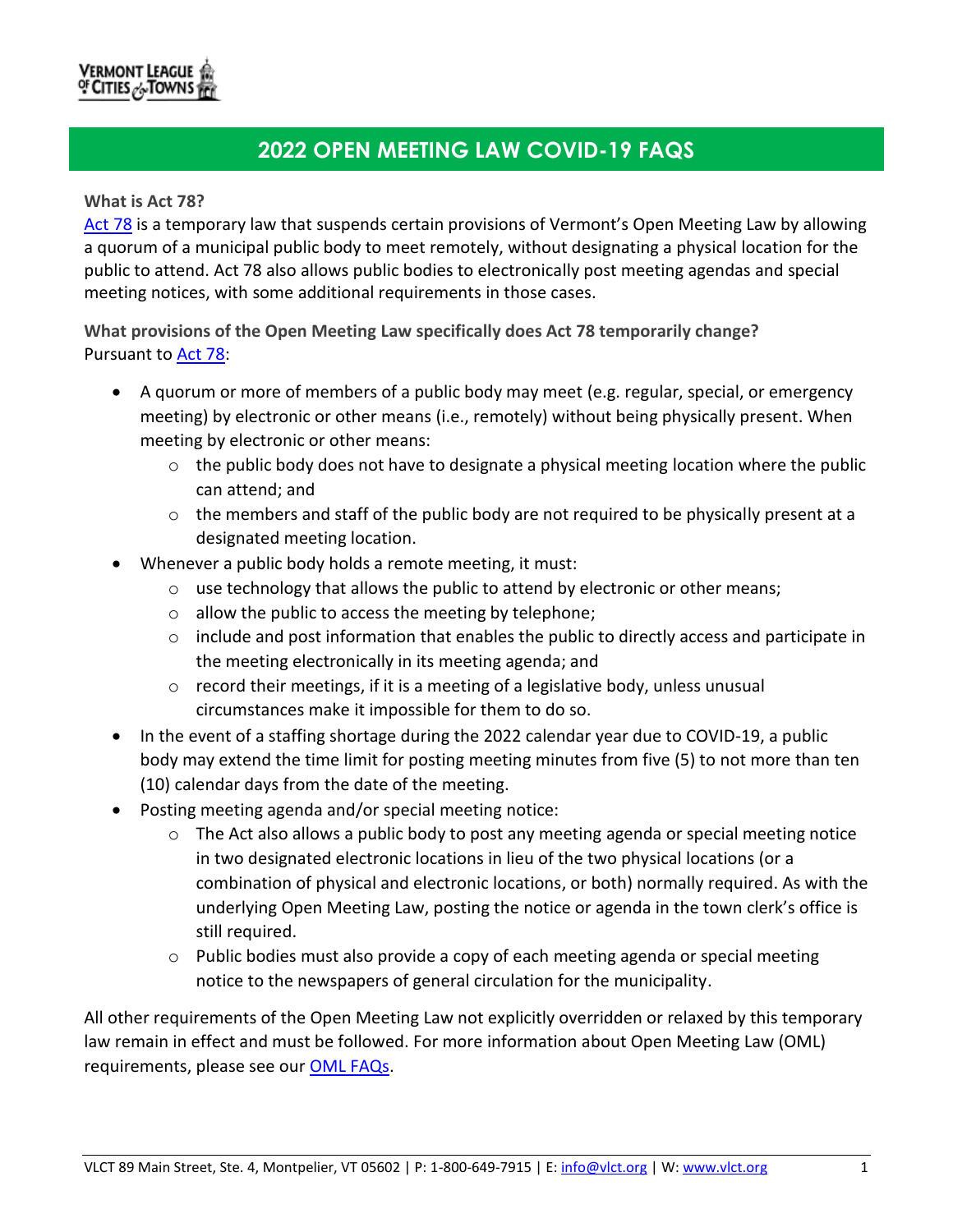# 2022 OPEN MEETING LAW COVID-19 FAQS

**What is Act 78?**

[Act 78](#) is a temporary law that suspends certain provisions of Vermont's Open Meeting Law by allowing a quorum of a municipal public body to meet remotely, without designating a physical location for the public to attend. Act 78 also allows public bodies to electronically post meeting agendas and special meeting notices, with some additional requirements in those cases.

**What provisions of the Open Meeting Law specifically does Act 78 temporarily change?**

Pursuant to [Act 78](#):

- A quorum or more of members of a public body may meet (e.g. regular, special, or emergency meeting) by electronic or other means (i.e., remotely) without being physically present. When meeting by electronic or other means:
  - the public body does not have to designate a physical meeting location where the public can attend; and
  - the members and staff of the public body are not required to be physically present at a designated meeting location.
- Whenever a public body holds a remote meeting, it must:
  - use technology that allows the public to attend by electronic or other means;
  - allow the public to access the meeting by telephone;
  - include and post information that enables the public to directly access and participate in the meeting electronically in its meeting agenda; and
  - record their meetings, if it is a meeting of a legislative body, unless unusual circumstances make it impossible for them to do so.
- In the event of a staffing shortage during the 2022 calendar year due to COVID-19, a public body may extend the time limit for posting meeting minutes from five (5) to not more than ten (10) calendar days from the date of the meeting.
- Posting meeting agenda and/or special meeting notice:
  - The Act also allows a public body to post any meeting agenda or special meeting notice in two designated electronic locations in lieu of the two physical locations (or a combination of physical and electronic locations, or both) normally required. As with the underlying Open Meeting Law, posting the notice or agenda in the town clerk's office is still required.
  - Public bodies must also provide a copy of each meeting agenda or special meeting notice to the newspapers of general circulation for the municipality.

All other requirements of the Open Meeting Law not explicitly overridden or relaxed by this temporary law remain in effect and must be followed. For more information about Open Meeting Law (OML) requirements, please see our [OML FAQs](#).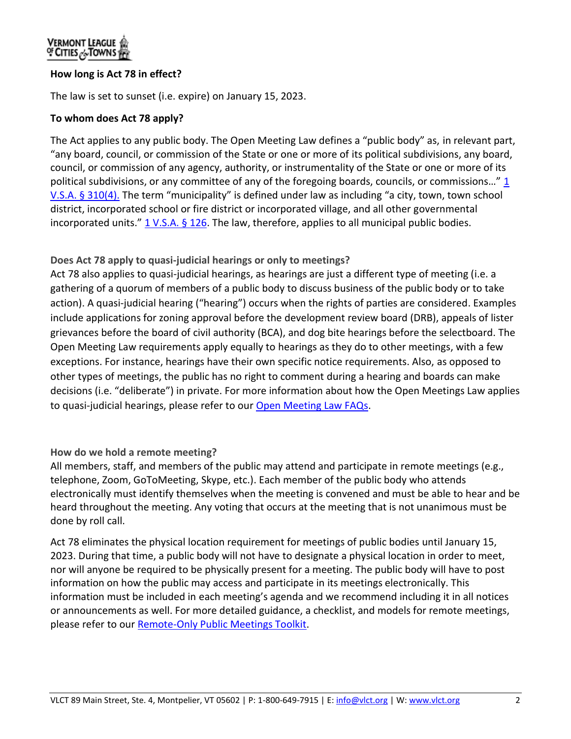**How long is Act 78 in effect?**

The law is set to sunset (i.e. expire) on January 15, 2023.

**To whom does Act 78 apply?**

The Act applies to any public body. The Open Meeting Law defines a "public body" as, in relevant part, "any board, council, or commission of the State or one or more of its political subdivisions, any board, council, or commission of any agency, authority, or instrumentality of the State or one or more of its political subdivisions, or any committee of any of the foregoing boards, councils, or commissions…" [1 V.S.A. § 310(4).](#) The term "municipality" is defined under law as including "a city, town, town school district, incorporated school or fire district or incorporated village, and all other governmental incorporated units." [1 V.S.A. § 126](#). The law, therefore, applies to all municipal public bodies.

**Does Act 78 apply to quasi-judicial hearings or only to meetings?**

Act 78 also applies to quasi-judicial hearings, as hearings are just a different type of meeting (i.e. a gathering of a quorum of members of a public body to discuss business of the public body or to take action). A quasi-judicial hearing ("hearing") occurs when the rights of parties are considered. Examples include applications for zoning approval before the development review board (DRB), appeals of lister grievances before the board of civil authority (BCA), and dog bite hearings before the selectboard. The Open Meeting Law requirements apply equally to hearings as they do to other meetings, with a few exceptions. For instance, hearings have their own specific notice requirements. Also, as opposed to other types of meetings, the public has no right to comment during a hearing and boards can make decisions (i.e. "deliberate") in private. For more information about how the Open Meetings Law applies to quasi-judicial hearings, please refer to our [Open Meeting Law FAQs](#).

**How do we hold a remote meeting?**

All members, staff, and members of the public may attend and participate in remote meetings (e.g., telephone, Zoom, GoToMeeting, Skype, etc.). Each member of the public body who attends electronically must identify themselves when the meeting is convened and must be able to hear and be heard throughout the meeting. Any voting that occurs at the meeting that is not unanimous must be done by roll call.

Act 78 eliminates the physical location requirement for meetings of public bodies until January 15, 2023. During that time, a public body will not have to designate a physical location in order to meet, nor will anyone be required to be physically present for a meeting. The public body will have to post information on how the public may access and participate in its meetings electronically. This information must be included in each meeting's agenda and we recommend including it in all notices or announcements as well. For more detailed guidance, a checklist, and models for remote meetings, please refer to our [Remote-Only Public Meetings Toolkit](#).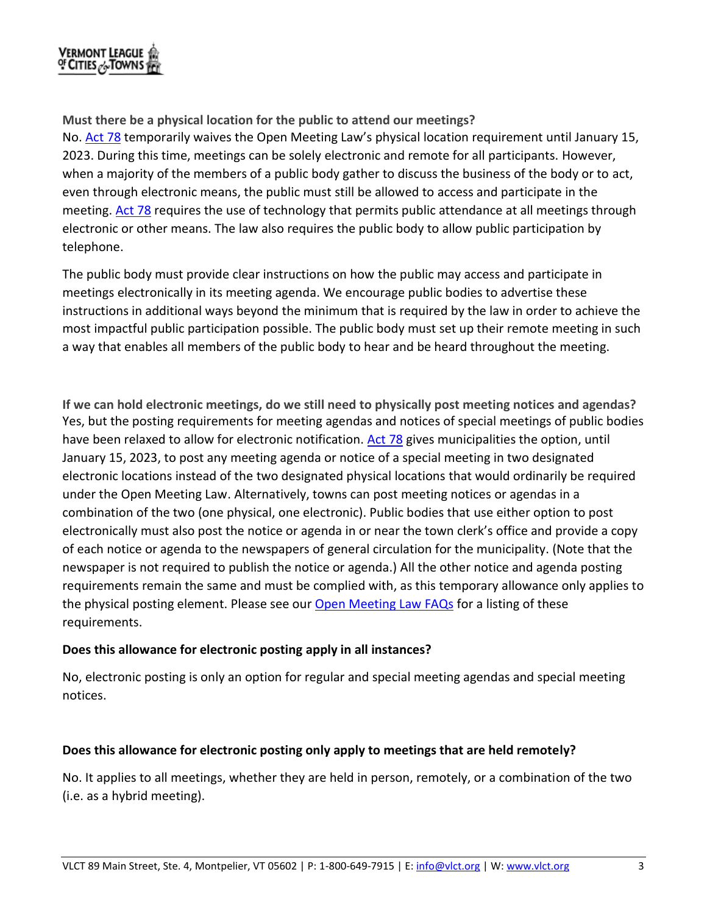**Must there be a physical location for the public to attend our meetings?**

No. Act 78 temporarily waives the Open Meeting Law's physical location requirement until January 15, 2023. During this time, meetings can be solely electronic and remote for all participants. However, when a majority of the members of a public body gather to discuss the business of the body or to act, even through electronic means, the public must still be allowed to access and participate in the meeting. Act 78 requires the use of technology that permits public attendance at all meetings through electronic or other means. The law also requires the public body to allow public participation by telephone.

The public body must provide clear instructions on how the public may access and participate in meetings electronically in its meeting agenda. We encourage public bodies to advertise these instructions in additional ways beyond the minimum that is required by the law in order to achieve the most impactful public participation possible. The public body must set up their remote meeting in such a way that enables all members of the public body to hear and be heard throughout the meeting.

**If we can hold electronic meetings, do we still need to physically post meeting notices and agendas?**

Yes, but the posting requirements for meeting agendas and notices of special meetings of public bodies have been relaxed to allow for electronic notification. Act 78 gives municipalities the option, until January 15, 2023, to post any meeting agenda or notice of a special meeting in two designated electronic locations instead of the two designated physical locations that would ordinarily be required under the Open Meeting Law. Alternatively, towns can post meeting notices or agendas in a combination of the two (one physical, one electronic). Public bodies that use either option to post electronically must also post the notice or agenda in or near the town clerk's office and provide a copy of each notice or agenda to the newspapers of general circulation for the municipality. (Note that the newspaper is not required to publish the notice or agenda.) All the other notice and agenda posting requirements remain the same and must be complied with, as this temporary allowance only applies to the physical posting element. Please see our Open Meeting Law FAQs for a listing of these requirements.

**Does this allowance for electronic posting apply in all instances?**

No, electronic posting is only an option for regular and special meeting agendas and special meeting notices.

**Does this allowance for electronic posting only apply to meetings that are held remotely?**

No. It applies to all meetings, whether they are held in person, remotely, or a combination of the two (i.e. as a hybrid meeting).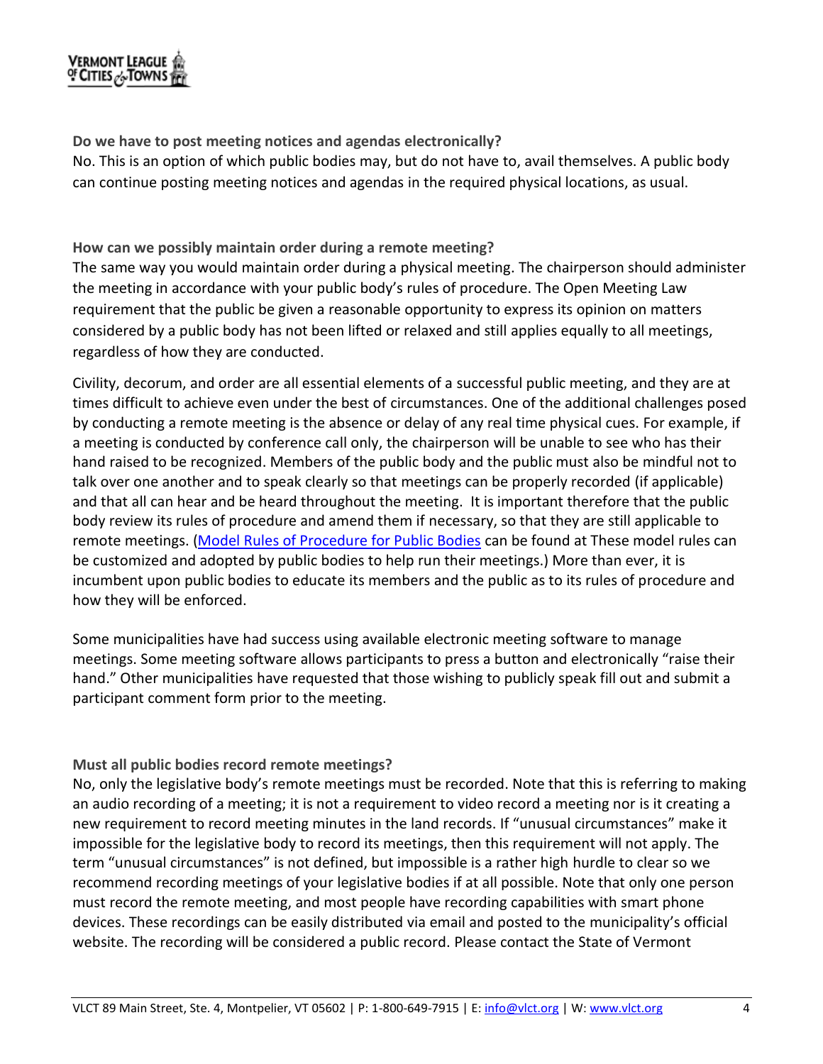**Do we have to post meeting notices and agendas electronically?**

No. This is an option of which public bodies may, but do not have to, avail themselves. A public body can continue posting meeting notices and agendas in the required physical locations, as usual.

**How can we possibly maintain order during a remote meeting?**

The same way you would maintain order during a physical meeting. The chairperson should administer the meeting in accordance with your public body's rules of procedure. The Open Meeting Law requirement that the public be given a reasonable opportunity to express its opinion on matters considered by a public body has not been lifted or relaxed and still applies equally to all meetings, regardless of how they are conducted.

Civility, decorum, and order are all essential elements of a successful public meeting, and they are at times difficult to achieve even under the best of circumstances. One of the additional challenges posed by conducting a remote meeting is the absence or delay of any real time physical cues. For example, if a meeting is conducted by conference call only, the chairperson will be unable to see who has their hand raised to be recognized. Members of the public body and the public must also be mindful not to talk over one another and to speak clearly so that meetings can be properly recorded (if applicable) and that all can hear and be heard throughout the meeting. It is important therefore that the public body review its rules of procedure and amend them if necessary, so that they are still applicable to remote meetings. (Model Rules of Procedure for Public Bodies can be found at These model rules can be customized and adopted by public bodies to help run their meetings.) More than ever, it is incumbent upon public bodies to educate its members and the public as to its rules of procedure and how they will be enforced.

Some municipalities have had success using available electronic meeting software to manage meetings. Some meeting software allows participants to press a button and electronically "raise their hand." Other municipalities have requested that those wishing to publicly speak fill out and submit a participant comment form prior to the meeting.

**Must all public bodies record remote meetings?**

No, only the legislative body's remote meetings must be recorded. Note that this is referring to making an audio recording of a meeting; it is not a requirement to video record a meeting nor is it creating a new requirement to record meeting minutes in the land records. If "unusual circumstances" make it impossible for the legislative body to record its meetings, then this requirement will not apply. The term "unusual circumstances" is not defined, but impossible is a rather high hurdle to clear so we recommend recording meetings of your legislative bodies if at all possible. Note that only one person must record the remote meeting, and most people have recording capabilities with smart phone devices. These recordings can be easily distributed via email and posted to the municipality's official website. The recording will be considered a public record. Please contact the State of Vermont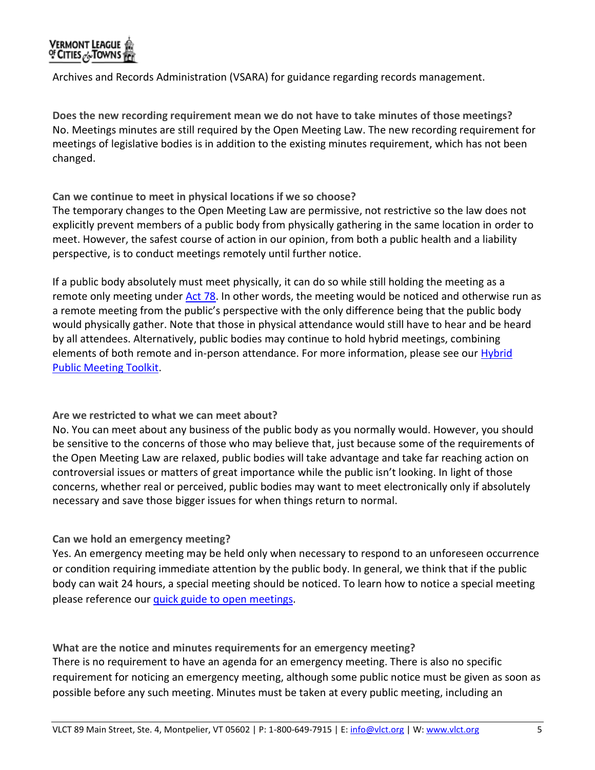Archives and Records Administration (VSARA) for guidance regarding records management.

**Does the new recording requirement mean we do not have to take minutes of those meetings?**
No. Meetings minutes are still required by the Open Meeting Law. The new recording requirement for meetings of legislative bodies is in addition to the existing minutes requirement, which has not been changed.

**Can we continue to meet in physical locations if we so choose?**
The temporary changes to the Open Meeting Law are permissive, not restrictive so the law does not explicitly prevent members of a public body from physically gathering in the same location in order to meet. However, the safest course of action in our opinion, from both a public health and a liability perspective, is to conduct meetings remotely until further notice.

If a public body absolutely must meet physically, it can do so while still holding the meeting as a remote only meeting under Act 78. In other words, the meeting would be noticed and otherwise run as a remote meeting from the public's perspective with the only difference being that the public body would physically gather. Note that those in physical attendance would still have to hear and be heard by all attendees. Alternatively, public bodies may continue to hold hybrid meetings, combining elements of both remote and in-person attendance. For more information, please see our Hybrid Public Meeting Toolkit.

**Are we restricted to what we can meet about?**
No. You can meet about any business of the public body as you normally would. However, you should be sensitive to the concerns of those who may believe that, just because some of the requirements of the Open Meeting Law are relaxed, public bodies will take advantage and take far reaching action on controversial issues or matters of great importance while the public isn't looking. In light of those concerns, whether real or perceived, public bodies may want to meet electronically only if absolutely necessary and save those bigger issues for when things return to normal.

**Can we hold an emergency meeting?**
Yes. An emergency meeting may be held only when necessary to respond to an unforeseen occurrence or condition requiring immediate attention by the public body. In general, we think that if the public body can wait 24 hours, a special meeting should be noticed. To learn how to notice a special meeting please reference our quick guide to open meetings.

**What are the notice and minutes requirements for an emergency meeting?**
There is no requirement to have an agenda for an emergency meeting. There is also no specific requirement for noticing an emergency meeting, although some public notice must be given as soon as possible before any such meeting. Minutes must be taken at every public meeting, including an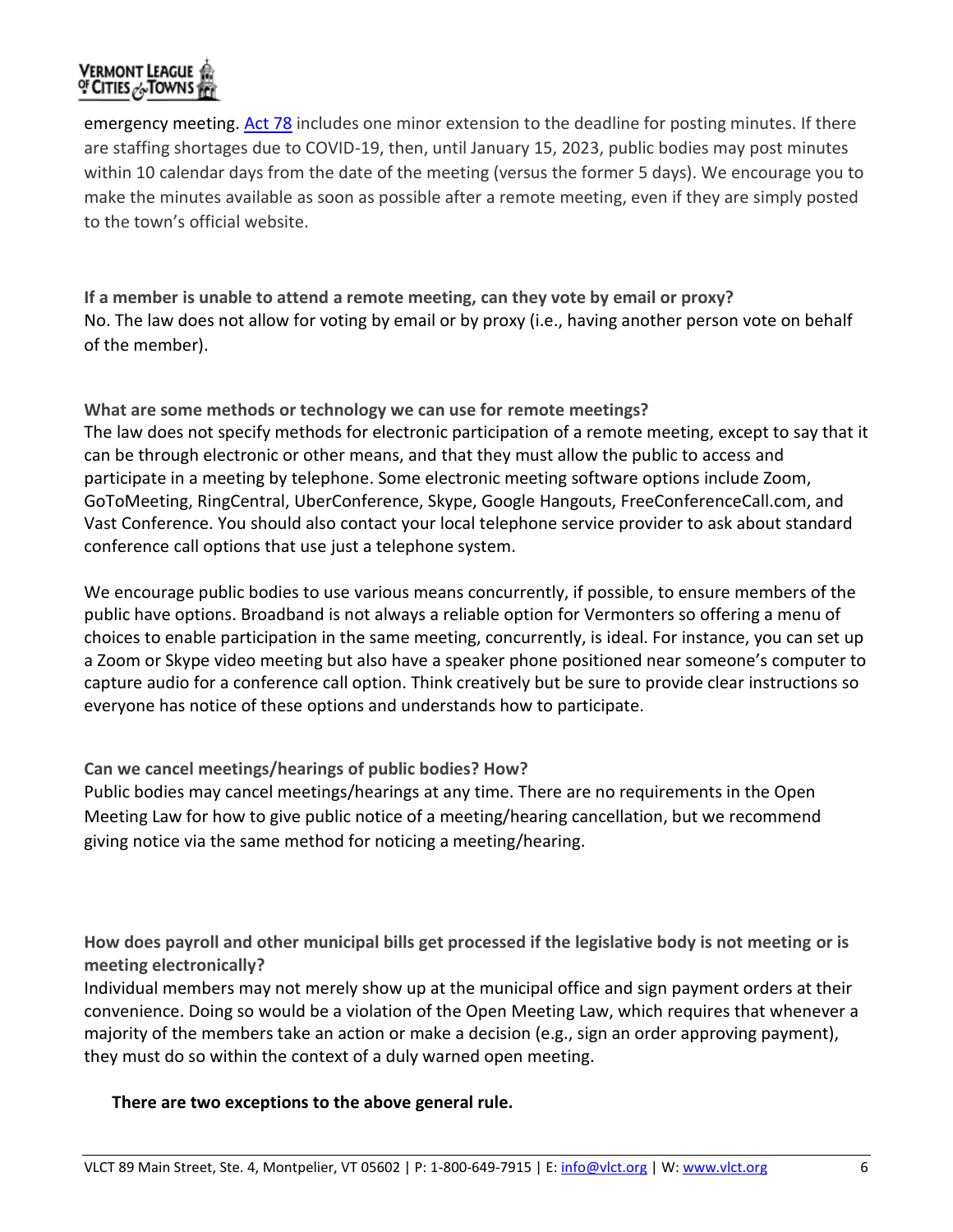emergency meeting. [Act 78](#) includes one minor extension to the deadline for posting minutes. If there are staffing shortages due to COVID-19, then, until January 15, 2023, public bodies may post minutes within 10 calendar days from the date of the meeting (versus the former 5 days). We encourage you to make the minutes available as soon as possible after a remote meeting, even if they are simply posted to the town's official website.

**If a member is unable to attend a remote meeting, can they vote by email or proxy?**
No. The law does not allow for voting by email or by proxy (i.e., having another person vote on behalf of the member).

**What are some methods or technology we can use for remote meetings?**
The law does not specify methods for electronic participation of a remote meeting, except to say that it can be through electronic or other means, and that they must allow the public to access and participate in a meeting by telephone. Some electronic meeting software options include Zoom, GoToMeeting, RingCentral, UberConference, Skype, Google Hangouts, FreeConferenceCall.com, and Vast Conference. You should also contact your local telephone service provider to ask about standard conference call options that use just a telephone system.

We encourage public bodies to use various means concurrently, if possible, to ensure members of the public have options. Broadband is not always a reliable option for Vermonters so offering a menu of choices to enable participation in the same meeting, concurrently, is ideal. For instance, you can set up a Zoom or Skype video meeting but also have a speaker phone positioned near someone's computer to capture audio for a conference call option. Think creatively but be sure to provide clear instructions so everyone has notice of these options and understands how to participate.

**Can we cancel meetings/hearings of public bodies? How?**
Public bodies may cancel meetings/hearings at any time. There are no requirements in the Open Meeting Law for how to give public notice of a meeting/hearing cancellation, but we recommend giving notice via the same method for noticing a meeting/hearing.

**How does payroll and other municipal bills get processed if the legislative body is not meeting or is meeting electronically?**
Individual members may not merely show up at the municipal office and sign payment orders at their convenience. Doing so would be a violation of the Open Meeting Law, which requires that whenever a majority of the members take an action or make a decision (e.g., sign an order approving payment), they must do so within the context of a duly warned open meeting.

**There are two exceptions to the above general rule.**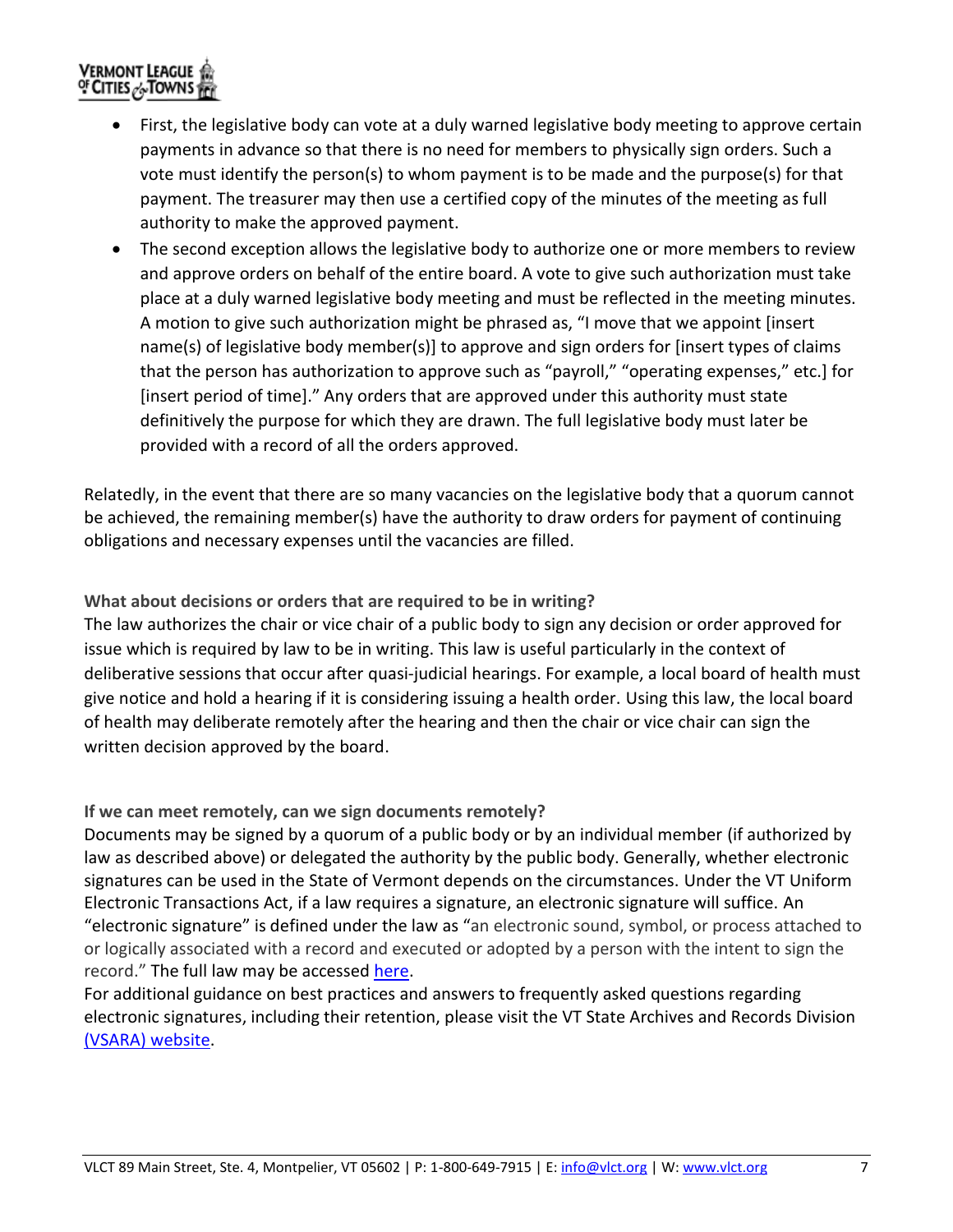- First, the legislative body can vote at a duly warned legislative body meeting to approve certain payments in advance so that there is no need for members to physically sign orders. Such a vote must identify the person(s) to whom payment is to be made and the purpose(s) for that payment. The treasurer may then use a certified copy of the minutes of the meeting as full authority to make the approved payment.
- The second exception allows the legislative body to authorize one or more members to review and approve orders on behalf of the entire board. A vote to give such authorization must take place at a duly warned legislative body meeting and must be reflected in the meeting minutes. A motion to give such authorization might be phrased as, "I move that we appoint [insert name(s) of legislative body member(s)] to approve and sign orders for [insert types of claims that the person has authorization to approve such as "payroll," "operating expenses," etc.] for [insert period of time]." Any orders that are approved under this authority must state definitively the purpose for which they are drawn. The full legislative body must later be provided with a record of all the orders approved.

Relatedly, in the event that there are so many vacancies on the legislative body that a quorum cannot be achieved, the remaining member(s) have the authority to draw orders for payment of continuing obligations and necessary expenses until the vacancies are filled.

**What about decisions or orders that are required to be in writing?**

The law authorizes the chair or vice chair of a public body to sign any decision or order approved for issue which is required by law to be in writing. This law is useful particularly in the context of deliberative sessions that occur after quasi-judicial hearings. For example, a local board of health must give notice and hold a hearing if it is considering issuing a health order. Using this law, the local board of health may deliberate remotely after the hearing and then the chair or vice chair can sign the written decision approved by the board.

**If we can meet remotely, can we sign documents remotely?**

Documents may be signed by a quorum of a public body or by an individual member (if authorized by law as described above) or delegated the authority by the public body. Generally, whether electronic signatures can be used in the State of Vermont depends on the circumstances. Under the VT Uniform Electronic Transactions Act, if a law requires a signature, an electronic signature will suffice. An "electronic signature" is defined under the law as "an electronic sound, symbol, or process attached to or logically associated with a record and executed or adopted by a person with the intent to sign the record." The full law may be accessed here.

For additional guidance on best practices and answers to frequently asked questions regarding electronic signatures, including their retention, please visit the VT State Archives and Records Division (VSARA) website.